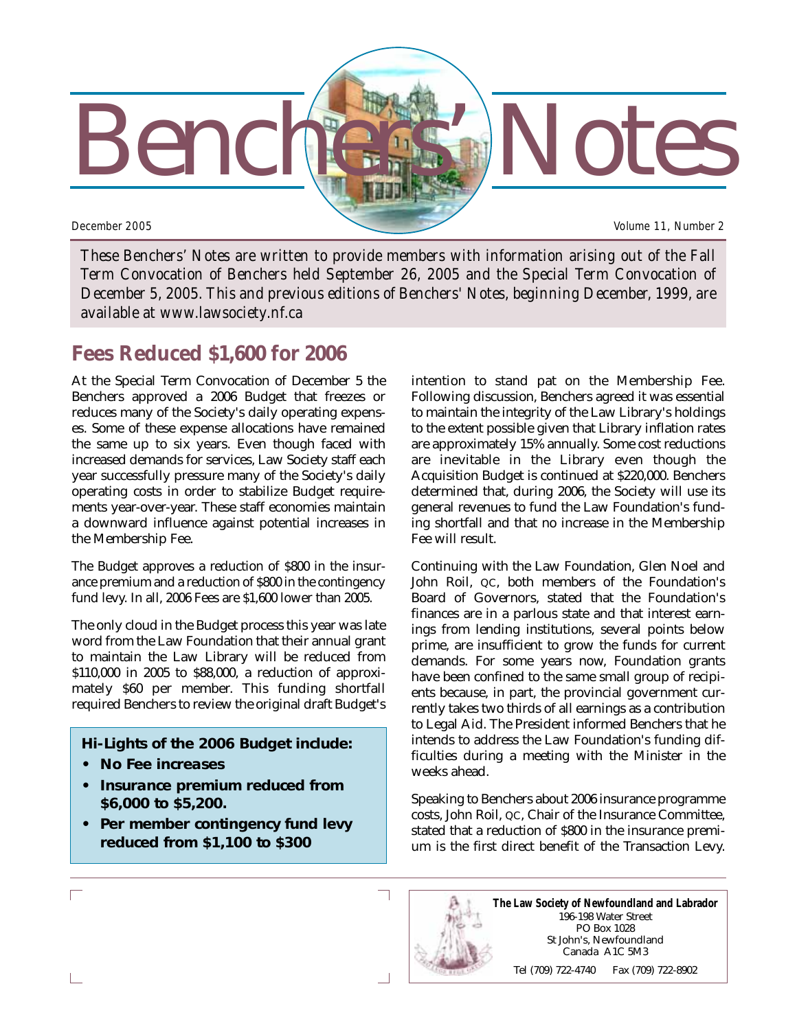# Benchers' Notes

December 2005 — Volume 11, Number 2

*These Benchers' Notes are written to provide members with information arising out of the Fall Term Convocation of Benchers held September 26, 2005 and the Special Term Convocation of December 5, 2005. This and previous editions of Benchers' Notes, beginning December, 1999, are available at www.lawsociety.nf.ca*

## Fees Reduced $1,600 for 2006

At the Special Term Convocation of December 5 the Benchers approved a 2006 Budget that freezes or reduces many of the Society's daily operating expenses. Some of these expense allocations have remained the same up to six years. Even though faced with increased demands for services, Law Society staff each year successfully pressure many of the Society's daily operating costs in order to stabilize Budget requirements year-over-year. These staff economies maintain a downward influence against potential increases in the Membership Fee.

The Budget approves a reduction of $800 in the insurance premium and a reduction of $800 in the contingency fund levy. In all, 2006 Fees are $1,600 lower than 2005.

The only cloud in the Budget process this year was late word from the Law Foundation that their annual grant to maintain the Law Library will be reduced from $110,000 in 2005 to $88,000, a reduction of approximately $60 per member. This funding shortfall required Benchers to review the original draft Budget's intention to stand pat on the Membership Fee. Following discussion, Benchers agreed it was essential to maintain the integrity of the Law Library's holdings to the extent possible given that Library inflation rates are approximately 15% annually. Some cost reductions are inevitable in the Library even though the Acquisition Budget is continued at $220,000. Benchers determined that, during 2006, the Society will use its general revenues to fund the Law Foundation's funding shortfall and that no increase in the Membership Fee will result.

**Hi-Lights of the 2006 Budget include:**

- **No Fee increases**
- **Insurance premium reduced from $6,000 to $5,200.**
- **Per member contingency fund levy reduced from $1,100 to $300**

Continuing with the Law Foundation, Glen Noel and John Roil, QC, both members of the Foundation's Board of Governors, stated that the Foundation's finances are in a parlous state and that interest earnings from lending institutions, several points below prime, are insufficient to grow the funds for current demands. For some years now, Foundation grants have been confined to the same small group of recipients because, in part, the provincial government currently takes two thirds of all earnings as a contribution to Legal Aid. The President informed Benchers that he intends to address the Law Foundation's funding difficulties during a meeting with the Minister in the weeks ahead.

Speaking to Benchers about 2006 insurance programme costs, John Roil, QC, Chair of the Insurance Committee, stated that a reduction of $800 in the insurance premium is the first direct benefit of the Transaction Levy.

**The Law Society of Newfoundland and Labrador**
196-198 Water Street
PO Box 1028
St John's, Newfoundland
Canada A1C 5M3

Tel (709) 722-4740 Fax (709) 722-8902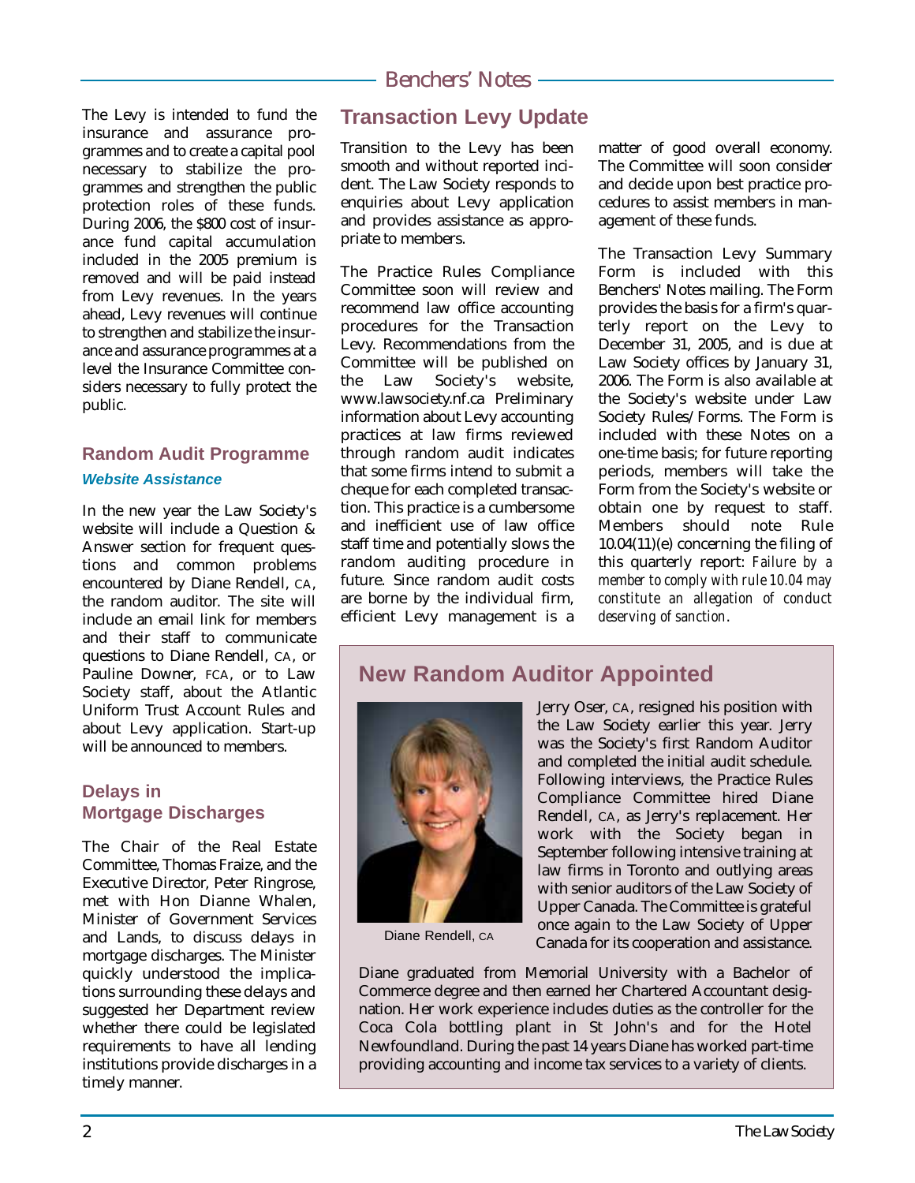The Levy is intended to fund the insurance and assurance programmes and to create a capital pool necessary to stabilize the programmes and strengthen the public protection roles of these funds. During 2006, the $800 cost of insurance fund capital accumulation included in the 2005 premium is removed and will be paid instead from Levy revenues. In the years ahead, Levy revenues will continue to strengthen and stabilize the insurance and assurance programmes at a level the Insurance Committee considers necessary to fully protect the public.

## Random Audit Programme

### *Website Assistance*

In the new year the Law Society's website will include a Question & Answer section for frequent questions and common problems encountered by Diane Rendell, CA, the random auditor. The site will include an email link for members and their staff to communicate questions to Diane Rendell, CA, or Pauline Downer, FCA, or to Law Society staff, about the Atlantic Uniform Trust Account Rules and about Levy application. Start-up will be announced to members.

## Delays in Mortgage Discharges

The Chair of the Real Estate Committee, Thomas Fraize, and the Executive Director, Peter Ringrose, met with Hon Dianne Whalen, Minister of Government Services and Lands, to discuss delays in mortgage discharges. The Minister quickly understood the implications surrounding these delays and suggested her Department review whether there could be legislated requirements to have all lending institutions provide discharges in a timely manner.

## Transaction Levy Update

Transition to the Levy has been smooth and without reported incident. The Law Society responds to enquiries about Levy application and provides assistance as appropriate to members.

The Practice Rules Compliance Committee soon will review and recommend law office accounting procedures for the Transaction Levy. Recommendations from the Committee will be published on the Law Society's website, www.lawsociety.nf.ca Preliminary information about Levy accounting practices at law firms reviewed through random audit indicates that some firms intend to submit a cheque for each completed transaction. This practice is a cumbersome and inefficient use of law office staff time and potentially slows the random auditing procedure in future. Since random audit costs are borne by the individual firm, efficient Levy management is a matter of good overall economy. The Committee will soon consider and decide upon best practice procedures to assist members in management of these funds.

The Transaction Levy Summary Form is included with this Benchers' Notes mailing. The Form provides the basis for a firm's quarterly report on the Levy to December 31, 2005, and is due at Law Society offices by January 31, 2006. The Form is also available at the Society's website under Law Society Rules/Forms. The Form is included with these Notes on a one-time basis; for future reporting periods, members will take the Form from the Society's website or obtain one by request to staff. Members should note Rule 10.04(11)(e) concerning the filing of this quarterly report: *Failure by a member to comply with rule 10.04 may constitute an allegation of conduct deserving of sanction*.

## New Random Auditor Appointed

Diane Rendell, CA

Jerry Oser, CA, resigned his position with the Law Society earlier this year. Jerry was the Society's first Random Auditor and completed the initial audit schedule. Following interviews, the Practice Rules Compliance Committee hired Diane Rendell, CA, as Jerry's replacement. Her work with the Society began in September following intensive training at law firms in Toronto and outlying areas with senior auditors of the Law Society of Upper Canada. The Committee is grateful once again to the Law Society of Upper Canada for its cooperation and assistance.

Diane graduated from Memorial University with a Bachelor of Commerce degree and then earned her Chartered Accountant designation. Her work experience includes duties as the controller for the Coca Cola bottling plant in St John's and for the Hotel Newfoundland. During the past 14 years Diane has worked part-time providing accounting and income tax services to a variety of clients.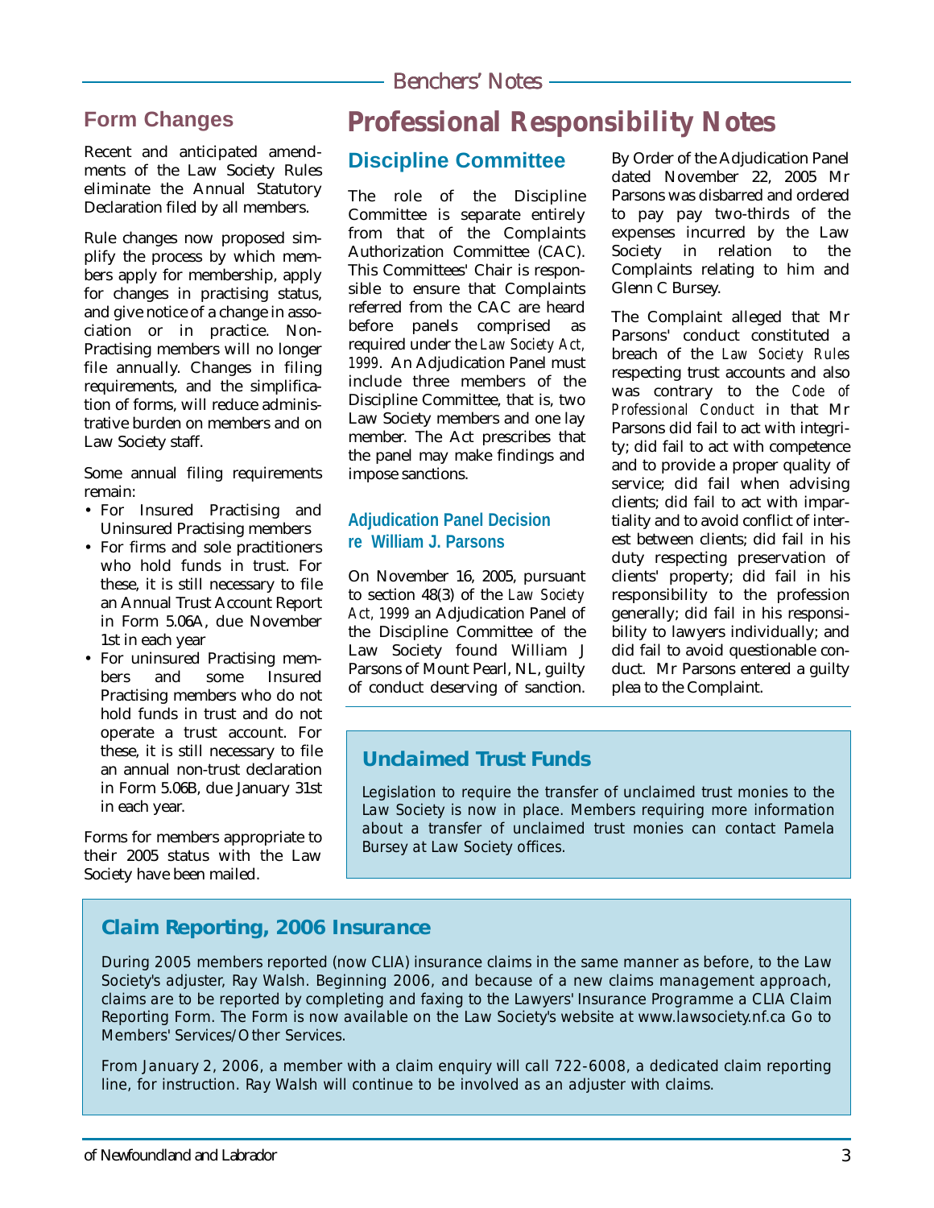## Form Changes

Recent and anticipated amendments of the Law Society Rules eliminate the Annual Statutory Declaration filed by all members.

Rule changes now proposed simplify the process by which members apply for membership, apply for changes in practising status, and give notice of a change in association or in practice. Non-Practising members will no longer file annually. Changes in filing requirements, and the simplification of forms, will reduce administrative burden on members and on Law Society staff.

Some annual filing requirements remain:

- For Insured Practising and Uninsured Practising members
- For firms and sole practitioners who hold funds in trust. For these, it is still necessary to file an Annual Trust Account Report in Form 5.06A, due November 1st in each year
- For uninsured Practising members and some Insured Practising members who do not hold funds in trust and do not operate a trust account. For these, it is still necessary to file an annual non-trust declaration in Form 5.06B, due January 31st in each year.

Forms for members appropriate to their 2005 status with the Law Society have been mailed.

# Professional Responsibility Notes

## Discipline Committee

The role of the Discipline Committee is separate entirely from that of the Complaints Authorization Committee (CAC). This Committees' Chair is responsible to ensure that Complaints referred from the CAC are heard before panels comprised as required under the *Law Society Act, 1999*. An Adjudication Panel must include three members of the Discipline Committee, that is, two Law Society members and one lay member. The Act prescribes that the panel may make findings and impose sanctions.

### Adjudication Panel Decision re William J. Parsons

On November 16, 2005, pursuant to section 48(3) of the *Law Society Act, 1999* an Adjudication Panel of the Discipline Committee of the Law Society found William J Parsons of Mount Pearl, NL, guilty of conduct deserving of sanction.

By Order of the Adjudication Panel dated November 22, 2005 Mr Parsons was disbarred and ordered to pay pay two-thirds of the expenses incurred by the Law Society in relation to the Complaints relating to him and Glenn C Bursey.

The Complaint alleged that Mr Parsons' conduct constituted a breach of the *Law Society Rules* respecting trust accounts and also was contrary to the *Code of Professional Conduct* in that Mr Parsons did fail to act with integrity; did fail to act with competence and to provide a proper quality of service; did fail when advising clients; did fail to act with impartiality and to avoid conflict of interest between clients; did fail in his duty respecting preservation of clients' property; did fail in his responsibility to the profession generally; did fail in his responsibility to lawyers individually; and did fail to avoid questionable conduct. Mr Parsons entered a guilty plea to the Complaint.

## Unclaimed Trust Funds

Legislation to require the transfer of unclaimed trust monies to the Law Society is now in place. Members requiring more information about a transfer of unclaimed trust monies can contact Pamela Bursey at Law Society offices.

## Claim Reporting, 2006 Insurance

During 2005 members reported (now CLIA) insurance claims in the same manner as before, to the Law Society's adjuster, Ray Walsh. Beginning 2006, and because of a new claims management approach, claims are to be reported by completing and faxing to the Lawyers' Insurance Programme a CLIA Claim Reporting Form. The Form is now available on the Law Society's website at www.lawsociety.nf.ca Go to Members' Services/Other Services.

From January 2, 2006, a member with a claim enquiry will call 722-6008, a dedicated claim reporting line, for instruction. Ray Walsh will continue to be involved as an adjuster with claims.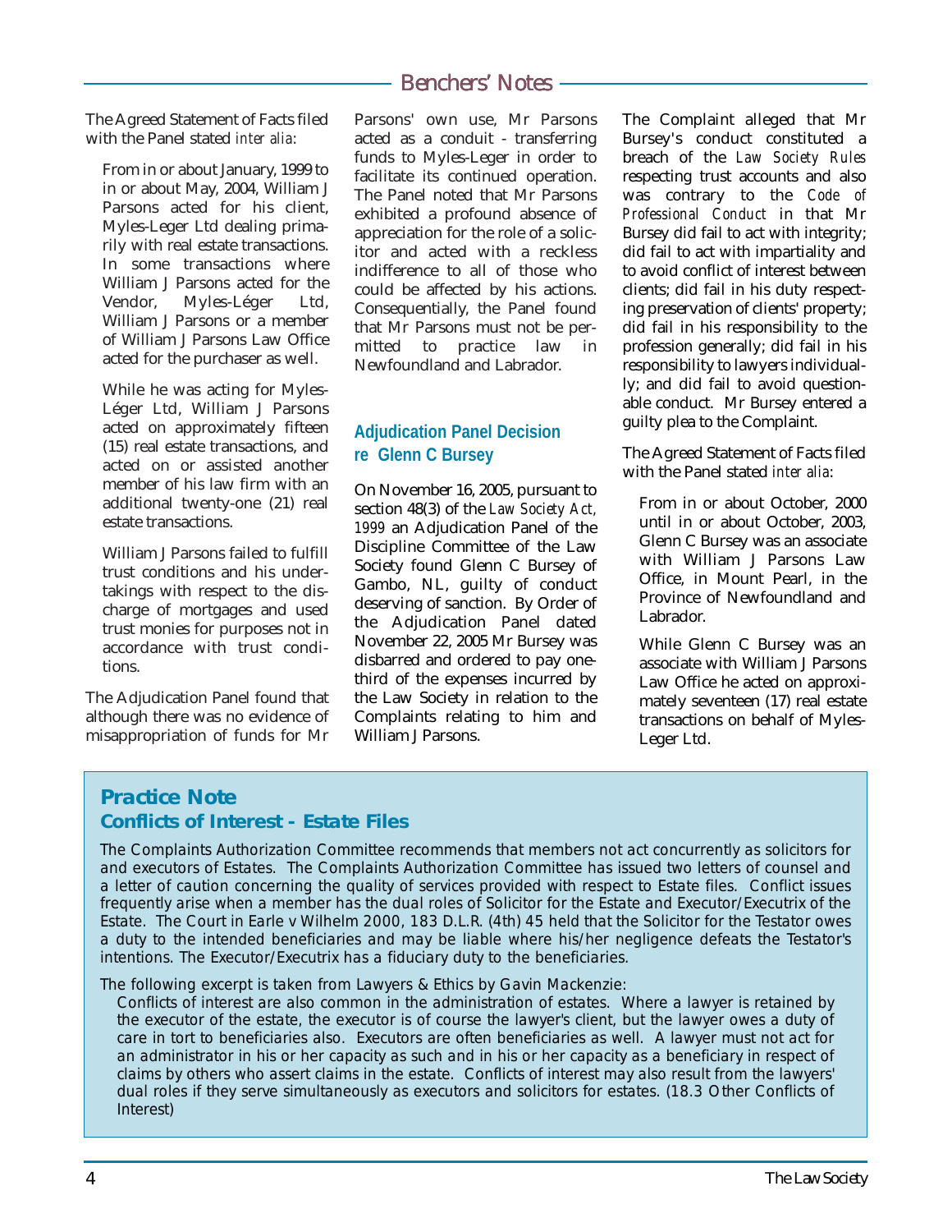The Agreed Statement of Facts filed with the Panel stated *inter alia*:

> From in or about January, 1999 to in or about May, 2004, William J Parsons acted for his client, Myles-Leger Ltd dealing primarily with real estate transactions. In some transactions where William J Parsons acted for the Vendor, Myles-Léger Ltd, William J Parsons or a member of William J Parsons Law Office acted for the purchaser as well.
>
> While he was acting for Myles-Léger Ltd, William J Parsons acted on approximately fifteen (15) real estate transactions, and acted on or assisted another member of his law firm with an additional twenty-one (21) real estate transactions.
>
> William J Parsons failed to fulfill trust conditions and his undertakings with respect to the discharge of mortgages and used trust monies for purposes not in accordance with trust conditions.

The Adjudication Panel found that although there was no evidence of misappropriation of funds for Mr Parsons' own use, Mr Parsons acted as a conduit - transferring funds to Myles-Leger in order to facilitate its continued operation. The Panel noted that Mr Parsons exhibited a profound absence of appreciation for the role of a solicitor and acted with a reckless indifference to all of those who could be affected by his actions. Consequentially, the Panel found that Mr Parsons must not be permitted to practice law in Newfoundland and Labrador.

## Adjudication Panel Decision re Glenn C Bursey

On November 16, 2005, pursuant to section 48(3) of the *Law Society Act, 1999* an Adjudication Panel of the Discipline Committee of the Law Society found Glenn C Bursey of Gambo, NL, guilty of conduct deserving of sanction. By Order of the Adjudication Panel dated November 22, 2005 Mr Bursey was disbarred and ordered to pay one-third of the expenses incurred by the Law Society in relation to the Complaints relating to him and William J Parsons.

The Complaint alleged that Mr Bursey's conduct constituted a breach of the *Law Society Rules* respecting trust accounts and also was contrary to the *Code of Professional Conduct* in that Mr Bursey did fail to act with integrity; did fail to act with impartiality and to avoid conflict of interest between clients; did fail in his duty respecting preservation of clients' property; did fail in his responsibility to the profession generally; did fail in his responsibility to lawyers individually; and did fail to avoid questionable conduct. Mr Bursey entered a guilty plea to the Complaint.

The Agreed Statement of Facts filed with the Panel stated *inter alia*:

> From in or about October, 2000 until in or about October, 2003, Glenn C Bursey was an associate with William J Parsons Law Office, in Mount Pearl, in the Province of Newfoundland and Labrador.
>
> While Glenn C Bursey was an associate with William J Parsons Law Office he acted on approximately seventeen (17) real estate transactions on behalf of Myles-Leger Ltd.

## Practice Note
### Conflicts of Interest - Estate Files

The Complaints Authorization Committee recommends that members not act concurrently as solicitors for and executors of Estates. The Complaints Authorization Committee has issued two letters of counsel and a letter of caution concerning the quality of services provided with respect to Estate files. Conflict issues frequently arise when a member has the dual roles of Solicitor for the Estate and Executor/Executrix of the Estate. The Court in Earle v Wilhelm 2000, 183 D.L.R. (4th) 45 held that the Solicitor for the Testator owes a duty to the intended beneficiaries and may be liable where his/her negligence defeats the Testator's intentions. The Executor/Executrix has a fiduciary duty to the beneficiaries.

The following excerpt is taken from Lawyers & Ethics by Gavin Mackenzie:

> Conflicts of interest are also common in the administration of estates. Where a lawyer is retained by the executor of the estate, the executor is of course the lawyer's client, but the lawyer owes a duty of care in tort to beneficiaries also. Executors are often beneficiaries as well. A lawyer must not act for an administrator in his or her capacity as such and in his or her capacity as a beneficiary in respect of claims by others who assert claims in the estate. Conflicts of interest may also result from the lawyers' dual roles if they serve simultaneously as executors and solicitors for estates. (18.3 Other Conflicts of Interest)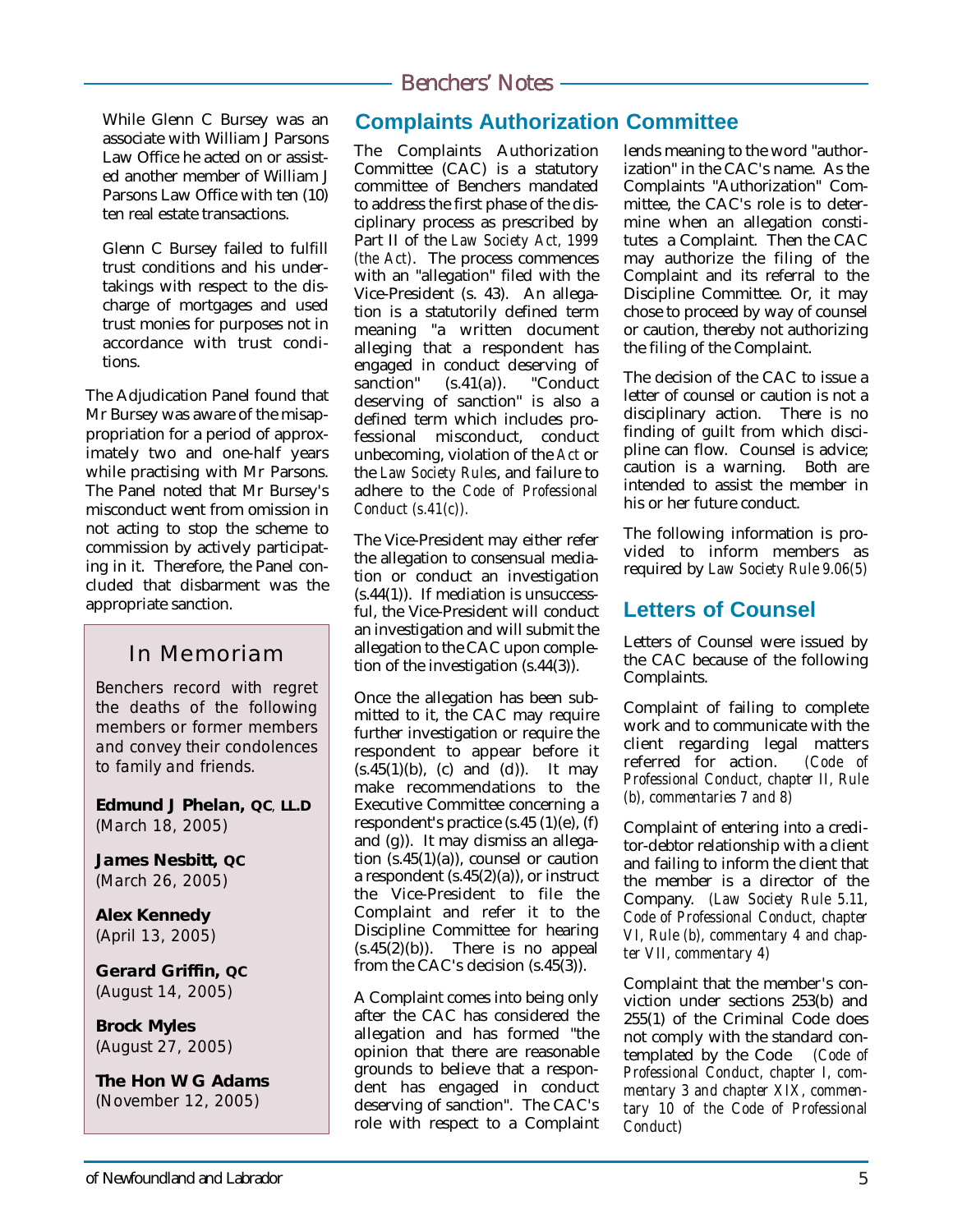While Glenn C Bursey was an associate with William J Parsons Law Office he acted on or assisted another member of William J Parsons Law Office with ten (10) ten real estate transactions.

Glenn C Bursey failed to fulfill trust conditions and his undertakings with respect to the discharge of mortgages and used trust monies for purposes not in accordance with trust conditions.

The Adjudication Panel found that Mr Bursey was aware of the misappropriation for a period of approximately two and one-half years while practising with Mr Parsons. The Panel noted that Mr Bursey's misconduct went from omission in not acting to stop the scheme to commission by actively participating in it. Therefore, the Panel concluded that disbarment was the appropriate sanction.

## In Memoriam

*Benchers record with regret the deaths of the following members or former members and convey their condolences to family and friends.*

**Edmund J Phelan, QC, LL.D**
(March 18, 2005)

**James Nesbitt, QC**
(March 26, 2005)

**Alex Kennedy**
(April 13, 2005)

**Gerard Griffin, QC**
(August 14, 2005)

**Brock Myles**
(August 27, 2005)

**The Hon W G Adams**
(November 12, 2005)

## Complaints Authorization Committee

The Complaints Authorization Committee (CAC) is a statutory committee of Benchers mandated to address the first phase of the disciplinary process as prescribed by Part II of the *Law Society Act, 1999 (the Act)*. The process commences with an "allegation" filed with the Vice-President (s. 43). An allegation is a statutorily defined term meaning "a written document alleging that a respondent has engaged in conduct deserving of sanction" (s.41(a)). "Conduct deserving of sanction" is also a defined term which includes professional misconduct, conduct unbecoming, violation of the *Act* or the *Law Society Rules*, and failure to adhere to the *Code of Professional Conduct (s.41(c))*.

The Vice-President may either refer the allegation to consensual mediation or conduct an investigation (s.44(1)). If mediation is unsuccessful, the Vice-President will conduct an investigation and will submit the allegation to the CAC upon completion of the investigation (s.44(3)).

Once the allegation has been submitted to it, the CAC may require further investigation or require the respondent to appear before it (s.45(1)(b), (c) and (d)). It may make recommendations to the Executive Committee concerning a respondent's practice (s.45 (1)(e), (f) and (g)). It may dismiss an allegation (s.45(1)(a)), counsel or caution a respondent (s.45(2)(a)), or instruct the Vice-President to file the Complaint and refer it to the Discipline Committee for hearing (s.45(2)(b)). There is no appeal from the CAC's decision (s.45(3)).

A Complaint comes into being only after the CAC has considered the allegation and has formed "the opinion that there are reasonable grounds to believe that a respondent has engaged in conduct deserving of sanction". The CAC's role with respect to a Complaint lends meaning to the word "authorization" in the CAC's name. As the Complaints "Authorization" Committee, the CAC's role is to determine when an allegation constitutes a Complaint. Then the CAC may authorize the filing of the Complaint and its referral to the Discipline Committee. Or, it may chose to proceed by way of counsel or caution, thereby not authorizing the filing of the Complaint.

The decision of the CAC to issue a letter of counsel or caution is not a disciplinary action. There is no finding of guilt from which discipline can flow. Counsel is advice; caution is a warning. Both are intended to assist the member in his or her future conduct.

The following information is provided to inform members as required by *Law Society Rule 9.06(5)*

## Letters of Counsel

Letters of Counsel were issued by the CAC because of the following Complaints.

Complaint of failing to complete work and to communicate with the client regarding legal matters referred for action. *(Code of Professional Conduct, chapter II, Rule (b), commentaries 7 and 8)*

Complaint of entering into a creditor-debtor relationship with a client and failing to inform the client that the member is a director of the Company. *(Law Society Rule 5.11, Code of Professional Conduct, chapter VI, Rule (b), commentary 4 and chapter VII, commentary 4)*

Complaint that the member's conviction under sections 253(b) and 255(1) of the Criminal Code does not comply with the standard contemplated by the Code *(Code of Professional Conduct, chapter I, commentary 3 and chapter XIX, commentary 10 of the Code of Professional Conduct)*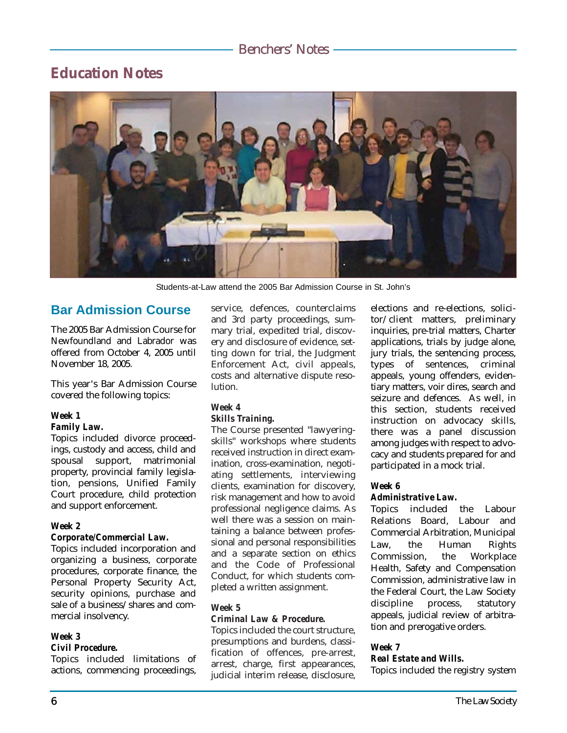# Education Notes

Students-at-Law attend the 2005 Bar Admission Course in St. John's

## Bar Admission Course

The 2005 Bar Admission Course for Newfoundland and Labrador was offered from October 4, 2005 until November 18, 2005.

This year's Bar Admission Course covered the following topics:

***Week 1***
***Family Law.***
Topics included divorce proceedings, custody and access, child and spousal support, matrimonial property, provincial family legislation, pensions, Unified Family Court procedure, child protection and support enforcement.

***Week 2***
***Corporate/Commercial Law.***
Topics included incorporation and organizing a business, corporate procedures, corporate finance, the Personal Property Security Act, security opinions, purchase and sale of a business/shares and commercial insolvency.

***Week 3***
***Civil Procedure.***
Topics included limitations of actions, commencing proceedings, service, defences, counterclaims and 3rd party proceedings, summary trial, expedited trial, discovery and disclosure of evidence, setting down for trial, the Judgment Enforcement Act, civil appeals, costs and alternative dispute resolution.

***Week 4***
***Skills Training.***
The Course presented "lawyering-skills" workshops where students received instruction in direct examination, cross-examination, negotiating settlements, interviewing clients, examination for discovery, risk management and how to avoid professional negligence claims. As well there was a session on maintaining a balance between professional and personal responsibilities and a separate section on ethics and the Code of Professional Conduct, for which students completed a written assignment.

***Week 5***
***Criminal Law & Procedure.***
Topics included the court structure, presumptions and burdens, classification of offences, pre-arrest, arrest, charge, first appearances, judicial interim release, disclosure, elections and re-elections, solicitor/client matters, preliminary inquiries, pre-trial matters, Charter applications, trials by judge alone, jury trials, the sentencing process, types of sentences, criminal appeals, young offenders, evidentiary matters, voir dires, search and seizure and defences. As well, in this section, students received instruction on advocacy skills, there was a panel discussion among judges with respect to advocacy and students prepared for and participated in a mock trial.

***Week 6***
***Administrative Law.***
Topics included the Labour Relations Board, Labour and Commercial Arbitration, Municipal Law, the Human Rights Commission, the Workplace Health, Safety and Compensation Commission, administrative law in the Federal Court, the Law Society discipline process, statutory appeals, judicial review of arbitration and prerogative orders.

***Week 7***
***Real Estate and Wills.***
Topics included the registry system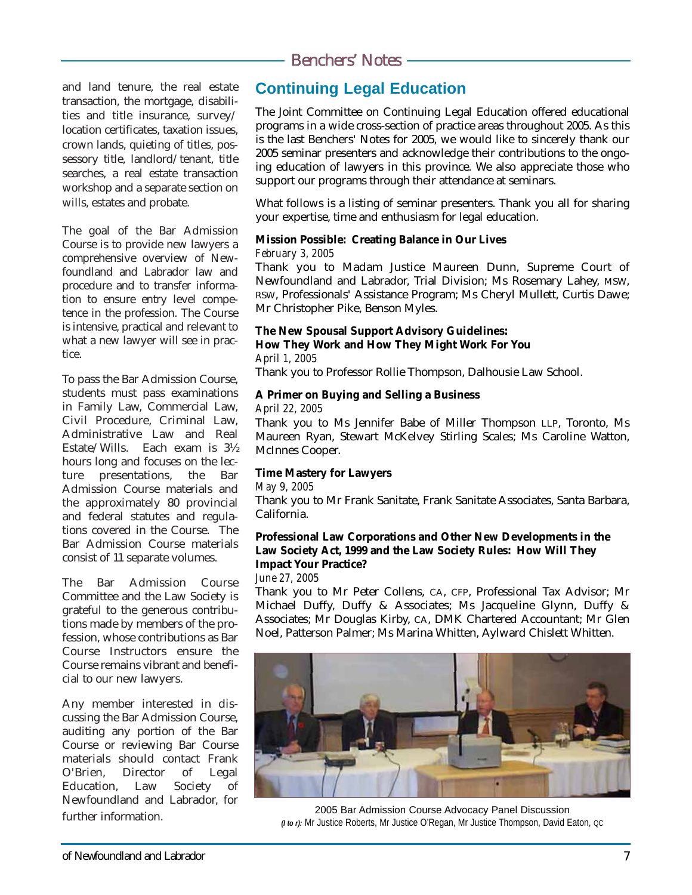and land tenure, the real estate transaction, the mortgage, disabilities and title insurance, survey/location certificates, taxation issues, crown lands, quieting of titles, possessory title, landlord/tenant, title searches, a real estate transaction workshop and a separate section on wills, estates and probate.

The goal of the Bar Admission Course is to provide new lawyers a comprehensive overview of Newfoundland and Labrador law and procedure and to transfer information to ensure entry level competence in the profession. The Course is intensive, practical and relevant to what a new lawyer will see in practice.

To pass the Bar Admission Course, students must pass examinations in Family Law, Commercial Law, Civil Procedure, Criminal Law, Administrative Law and Real Estate/Wills. Each exam is 3½ hours long and focuses on the lecture presentations, the Bar Admission Course materials and the approximately 80 provincial and federal statutes and regulations covered in the Course. The Bar Admission Course materials consist of 11 separate volumes.

The Bar Admission Course Committee and the Law Society is grateful to the generous contributions made by members of the profession, whose contributions as Bar Course Instructors ensure the Course remains vibrant and beneficial to our new lawyers.

Any member interested in discussing the Bar Admission Course, auditing any portion of the Bar Course or reviewing Bar Course materials should contact Frank O'Brien, Director of Legal Education, Law Society of Newfoundland and Labrador, for further information.

## Continuing Legal Education

The Joint Committee on Continuing Legal Education offered educational programs in a wide cross-section of practice areas throughout 2005. As this is the last Benchers' Notes for 2005, we would like to sincerely thank our 2005 seminar presenters and acknowledge their contributions to the ongoing education of lawyers in this province. We also appreciate those who support our programs through their attendance at seminars.

What follows is a listing of seminar presenters. Thank you all for sharing your expertise, time and enthusiasm for legal education.

**Mission Possible: Creating Balance in Our Lives**
*February 3, 2005*
Thank you to Madam Justice Maureen Dunn, Supreme Court of Newfoundland and Labrador, Trial Division; Ms Rosemary Lahey, MSW, RSW, Professionals' Assistance Program; Ms Cheryl Mullett, Curtis Dawe; Mr Christopher Pike, Benson Myles.

**The New Spousal Support Advisory Guidelines: How They Work and How They Might Work For You**
*April 1, 2005*
Thank you to Professor Rollie Thompson, Dalhousie Law School.

**A Primer on Buying and Selling a Business**
*April 22, 2005*
Thank you to Ms Jennifer Babe of Miller Thompson LLP, Toronto, Ms Maureen Ryan, Stewart McKelvey Stirling Scales; Ms Caroline Watton, McInnes Cooper.

**Time Mastery for Lawyers**
*May 9, 2005*
Thank you to Mr Frank Sanitate, Frank Sanitate Associates, Santa Barbara, California.

**Professional Law Corporations and Other New Developments in the Law Society Act, 1999 and the Law Society Rules: How Will They Impact Your Practice?**
*June 27, 2005*
Thank you to Mr Peter Collens, CA, CFP, Professional Tax Advisor; Mr Michael Duffy, Duffy & Associates; Ms Jacqueline Glynn, Duffy & Associates; Mr Douglas Kirby, CA, DMK Chartered Accountant; Mr Glen Noel, Patterson Palmer; Ms Marina Whitten, Aylward Chislett Whitten.

2005 Bar Admission Course Advocacy Panel Discussion
***(l to r):*** Mr Justice Roberts, Mr Justice O'Regan, Mr Justice Thompson, David Eaton, QC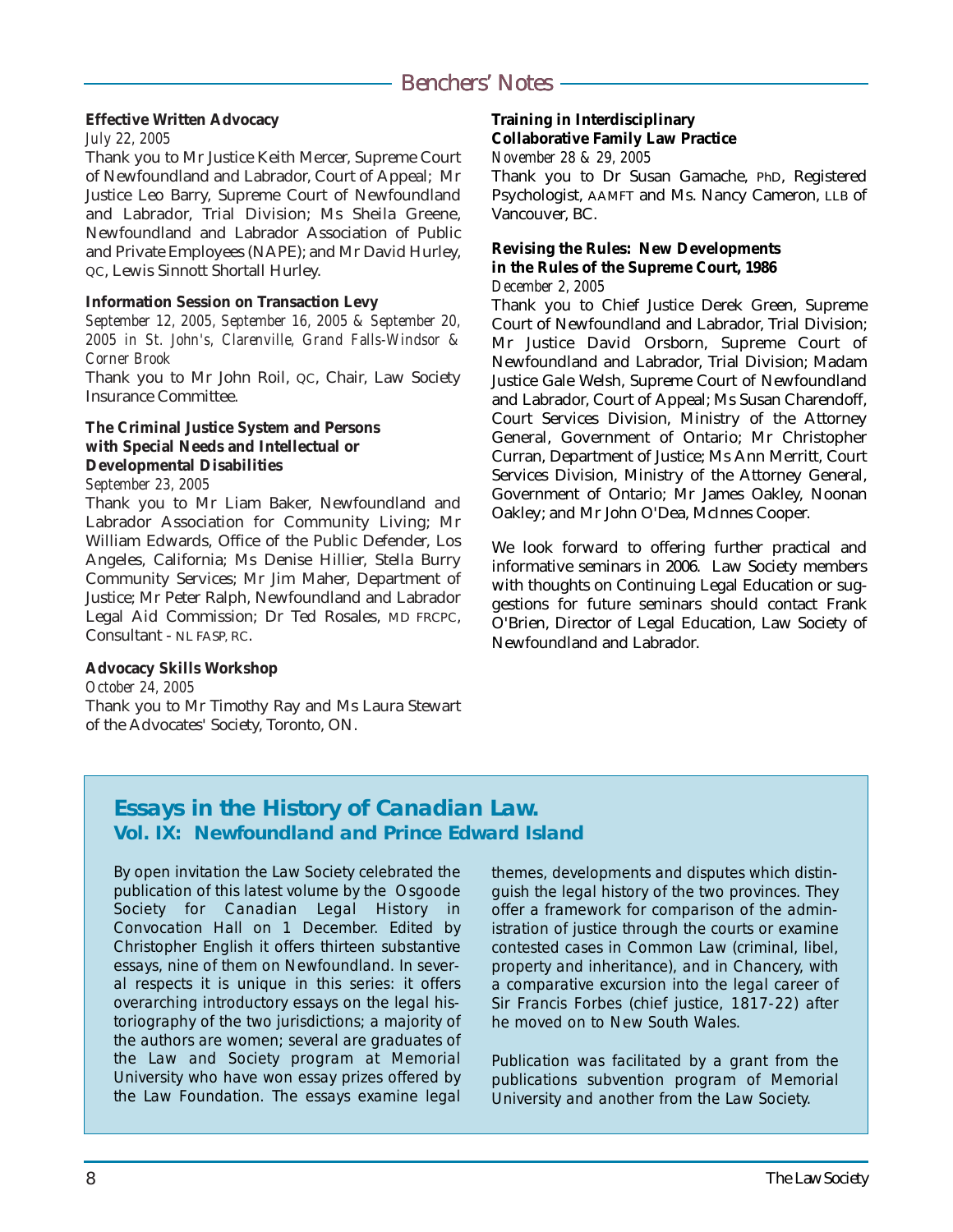## Benchers' Notes

**Effective Written Advocacy**

*July 22, 2005*

Thank you to Mr Justice Keith Mercer, Supreme Court of Newfoundland and Labrador, Court of Appeal; Mr Justice Leo Barry, Supreme Court of Newfoundland and Labrador, Trial Division; Ms Sheila Greene, Newfoundland and Labrador Association of Public and Private Employees (NAPE); and Mr David Hurley, QC, Lewis Sinnott Shortall Hurley.

**Information Session on Transaction Levy**

*September 12, 2005, September 16, 2005 & September 20, 2005 in St. John's, Clarenville, Grand Falls-Windsor & Corner Brook*

Thank you to Mr John Roil, QC, Chair, Law Society Insurance Committee.

**The Criminal Justice System and Persons with Special Needs and Intellectual or Developmental Disabilities**

*September 23, 2005*

Thank you to Mr Liam Baker, Newfoundland and Labrador Association for Community Living; Mr William Edwards, Office of the Public Defender, Los Angeles, California; Ms Denise Hillier, Stella Burry Community Services; Mr Jim Maher, Department of Justice; Mr Peter Ralph, Newfoundland and Labrador Legal Aid Commission; Dr Ted Rosales, MD FRCPC, Consultant - NL FASP, RC.

**Advocacy Skills Workshop**

*October 24, 2005*

Thank you to Mr Timothy Ray and Ms Laura Stewart of the Advocates' Society, Toronto, ON.

**Training in Interdisciplinary Collaborative Family Law Practice**

*November 28 & 29, 2005*

Thank you to Dr Susan Gamache, PhD, Registered Psychologist, AAMFT and Ms. Nancy Cameron, LLB of Vancouver, BC.

**Revising the Rules: New Developments in the Rules of the Supreme Court, 1986**

*December 2, 2005*

Thank you to Chief Justice Derek Green, Supreme Court of Newfoundland and Labrador, Trial Division; Mr Justice David Orsborn, Supreme Court of Newfoundland and Labrador, Trial Division; Madam Justice Gale Welsh, Supreme Court of Newfoundland and Labrador, Court of Appeal; Ms Susan Charendoff, Court Services Division, Ministry of the Attorney General, Government of Ontario; Mr Christopher Curran, Department of Justice; Ms Ann Merritt, Court Services Division, Ministry of the Attorney General, Government of Ontario; Mr James Oakley, Noonan Oakley; and Mr John O'Dea, McInnes Cooper.

We look forward to offering further practical and informative seminars in 2006. Law Society members with thoughts on Continuing Legal Education or suggestions for future seminars should contact Frank O'Brien, Director of Legal Education, Law Society of Newfoundland and Labrador.

## Essays in the History of Canadian Law.
### Vol. IX: Newfoundland and Prince Edward Island

By open invitation the Law Society celebrated the publication of this latest volume by the Osgoode Society for Canadian Legal History in Convocation Hall on 1 December. Edited by Christopher English it offers thirteen substantive essays, nine of them on Newfoundland. In several respects it is unique in this series: it offers overarching introductory essays on the legal historiography of the two jurisdictions; a majority of the authors are women; several are graduates of the Law and Society program at Memorial University who have won essay prizes offered by the Law Foundation. The essays examine legal themes, developments and disputes which distinguish the legal history of the two provinces. They offer a framework for comparison of the administration of justice through the courts or examine contested cases in Common Law (criminal, libel, property and inheritance), and in Chancery, with a comparative excursion into the legal career of Sir Francis Forbes (chief justice, 1817-22) after he moved on to New South Wales.

Publication was facilitated by a grant from the publications subvention program of Memorial University and another from the Law Society.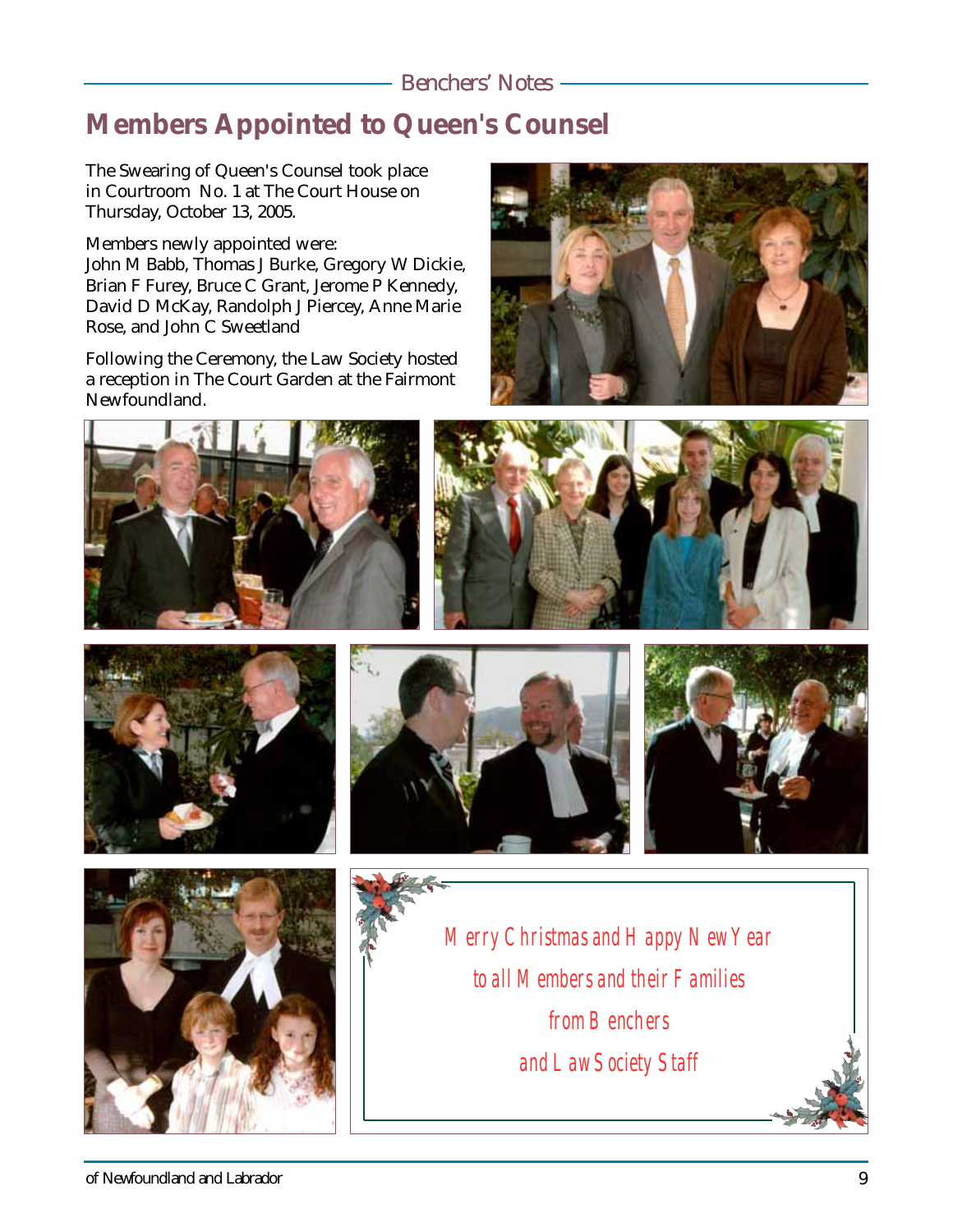## Members Appointed to Queen's Counsel

The Swearing of Queen's Counsel took place in Courtroom No. 1 at The Court House on Thursday, October 13, 2005.

Members newly appointed were:
John M Babb, Thomas J Burke, Gregory W Dickie, Brian F Furey, Bruce C Grant, Jerome P Kennedy, David D McKay, Randolph J Piercey, Anne Marie Rose, and John C Sweetland

Following the Ceremony, the Law Society hosted a reception in The Court Garden at the Fairmont Newfoundland.

Merry Christmas and Happy New Year
to all Members and their Families
from Benchers
and Law Society Staff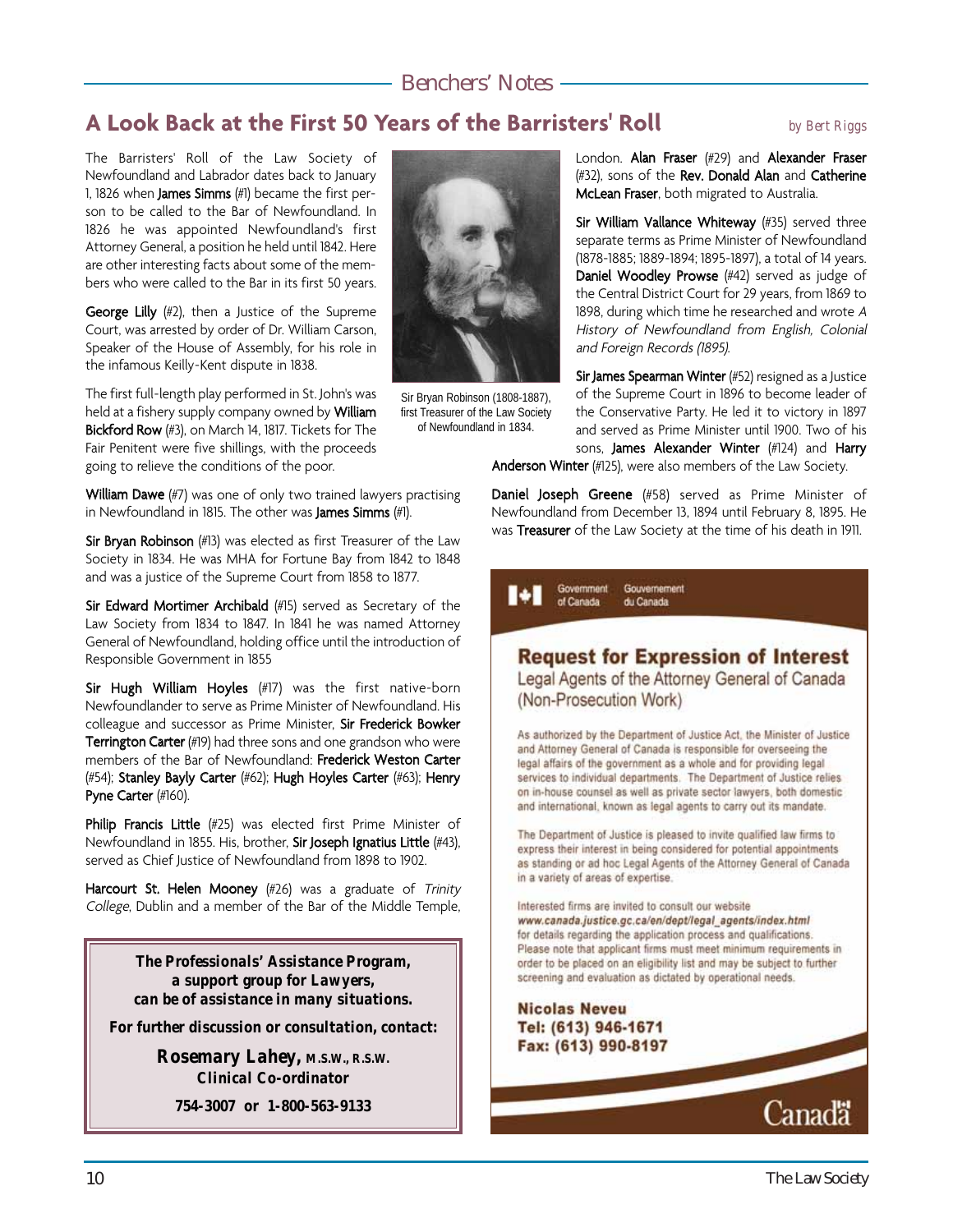## A Look Back at the First 50 Years of the Barristers' Roll

*by Bert Riggs*

The Barristers' Roll of the Law Society of Newfoundland and Labrador dates back to January 1, 1826 when **James Simms** (#1) became the first person to be called to the Bar of Newfoundland. In 1826 he was appointed Newfoundland's first Attorney General, a position he held until 1842. Here are other interesting facts about some of the members who were called to the Bar in its first 50 years.

**George Lilly** (#2), then a Justice of the Supreme Court, was arrested by order of Dr. William Carson, Speaker of the House of Assembly, for his role in the infamous Keilly-Kent dispute in 1838.

The first full-length play performed in St. John's was held at a fishery supply company owned by **William Bickford Row** (#3), on March 14, 1817. Tickets for The Fair Penitent were five shillings, with the proceeds going to relieve the conditions of the poor.

Sir Bryan Robinson (1808-1887), first Treasurer of the Law Society of Newfoundland in 1834.

**William Dawe** (#7) was one of only two trained lawyers practising in Newfoundland in 1815. The other was **James Simms** (#1).

**Sir Bryan Robinson** (#13) was elected as first Treasurer of the Law Society in 1834. He was MHA for Fortune Bay from 1842 to 1848 and was a justice of the Supreme Court from 1858 to 1877.

**Sir Edward Mortimer Archibald** (#15) served as Secretary of the Law Society from 1834 to 1847. In 1841 he was named Attorney General of Newfoundland, holding office until the introduction of Responsible Government in 1855

**Sir Hugh William Hoyles** (#17) was the first native-born Newfoundlander to serve as Prime Minister of Newfoundland. His colleague and successor as Prime Minister, **Sir Frederick Bowker Terrington Carter** (#19) had three sons and one grandson who were members of the Bar of Newfoundland: **Frederick Weston Carter** (#54); **Stanley Bayly Carter** (#62); **Hugh Hoyles Carter** (#63); **Henry Pyne Carter** (#160).

**Philip Francis Little** (#25) was elected first Prime Minister of Newfoundland in 1855. His, brother, **Sir Joseph Ignatius Little** (#43), served as Chief Justice of Newfoundland from 1898 to 1902.

**Harcourt St. Helen Mooney** (#26) was a graduate of *Trinity College*, Dublin and a member of the Bar of the Middle Temple, London. **Alan Fraser** (#29) and **Alexander Fraser** (#32), sons of the **Rev. Donald Alan** and **Catherine McLean Fraser**, both migrated to Australia.

**Sir William Vallance Whiteway** (#35) served three separate terms as Prime Minister of Newfoundland (1878-1885; 1889-1894; 1895-1897), a total of 14 years. **Daniel Woodley Prowse** (#42) served as judge of the Central District Court for 29 years, from 1869 to 1898, during which time he researched and wrote *A History of Newfoundland from English, Colonial and Foreign Records (1895).*

**Sir James Spearman Winter** (#52) resigned as a Justice of the Supreme Court in 1896 to become leader of the Conservative Party. He led it to victory in 1897 and served as Prime Minister until 1900. Two of his sons, **James Alexander Winter** (#124) and **Harry Anderson Winter** (#125), were also members of the Law Society.

**Daniel Joseph Greene** (#58) served as Prime Minister of Newfoundland from December 13, 1894 until February 8, 1895. He was **Treasurer** of the Law Society at the time of his death in 1911.

---

**The Professionals' Assistance Program, a support group for Lawyers, can be of assistance in many situations.**

**For further discussion or consultation, contact:**

**Rosemary Lahey, M.S.W., R.S.W.**
**Clinical Co-ordinator**

**754-3007 or 1-800-563-9133**

---

Government of Canada / Gouvernement du Canada

### Request for Expression of Interest

Legal Agents of the Attorney General of Canada (Non-Prosecution Work)

As authorized by the Department of Justice Act, the Minister of Justice and Attorney General of Canada is responsible for overseeing the legal affairs of the government as a whole and for providing legal services to individual departments. The Department of Justice relies on in-house counsel as well as private sector lawyers, both domestic and international, known as legal agents to carry out its mandate.

The Department of Justice is pleased to invite qualified law firms to express their interest in being considered for potential appointments as standing or ad hoc Legal Agents of the Attorney General of Canada in a variety of areas of expertise.

Interested firms are invited to consult our website ***www.canada.justice.gc.ca/en/dept/legal_agents/index.html*** for details regarding the application process and qualifications. Please note that applicant firms must meet minimum requirements in order to be placed on an eligibility list and may be subject to further screening and evaluation as dictated by operational needs.

**Nicolas Neveu**
**Tel: (613) 946-1671**
**Fax: (613) 990-8197**

Canada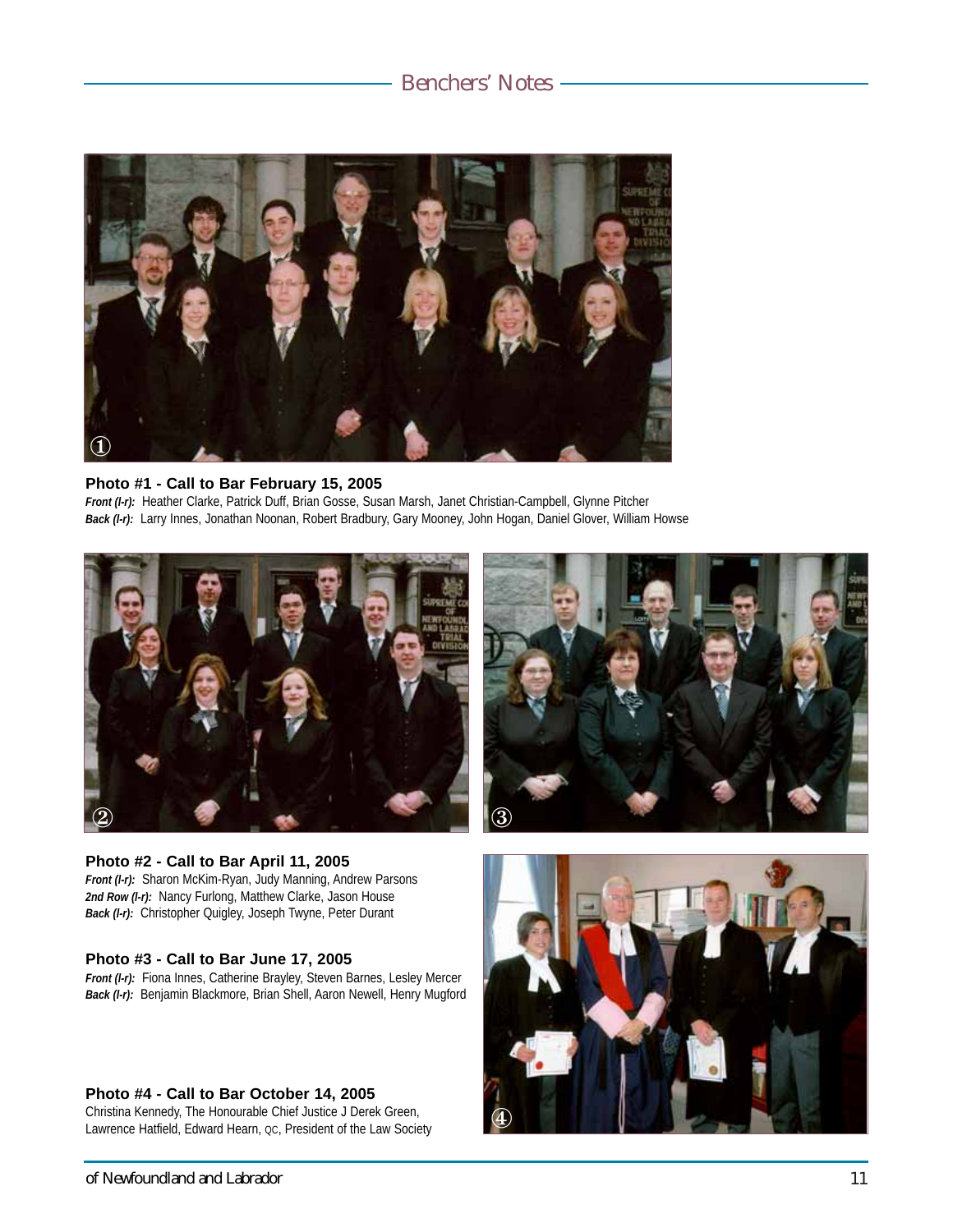**Photo #1 - Call to Bar February 15, 2005**

***Front (l-r):*** Heather Clarke, Patrick Duff, Brian Gosse, Susan Marsh, Janet Christian-Campbell, Glynne Pitcher

***Back (l-r):*** Larry Innes, Jonathan Noonan, Robert Bradbury, Gary Mooney, John Hogan, Daniel Glover, William Howse

**Photo #2 - Call to Bar April 11, 2005**

***Front (l-r):*** Sharon McKim-Ryan, Judy Manning, Andrew Parsons

***2nd Row (l-r):*** Nancy Furlong, Matthew Clarke, Jason House

***Back (l-r):*** Christopher Quigley, Joseph Twyne, Peter Durant

**Photo #3 - Call to Bar June 17, 2005**

***Front (l-r):*** Fiona Innes, Catherine Brayley, Steven Barnes, Lesley Mercer

***Back (l-r):*** Benjamin Blackmore, Brian Shell, Aaron Newell, Henry Mugford

**Photo #4 - Call to Bar October 14, 2005**

Christina Kennedy, The Honourable Chief Justice J Derek Green, Lawrence Hatfield, Edward Hearn, QC, President of the Law Society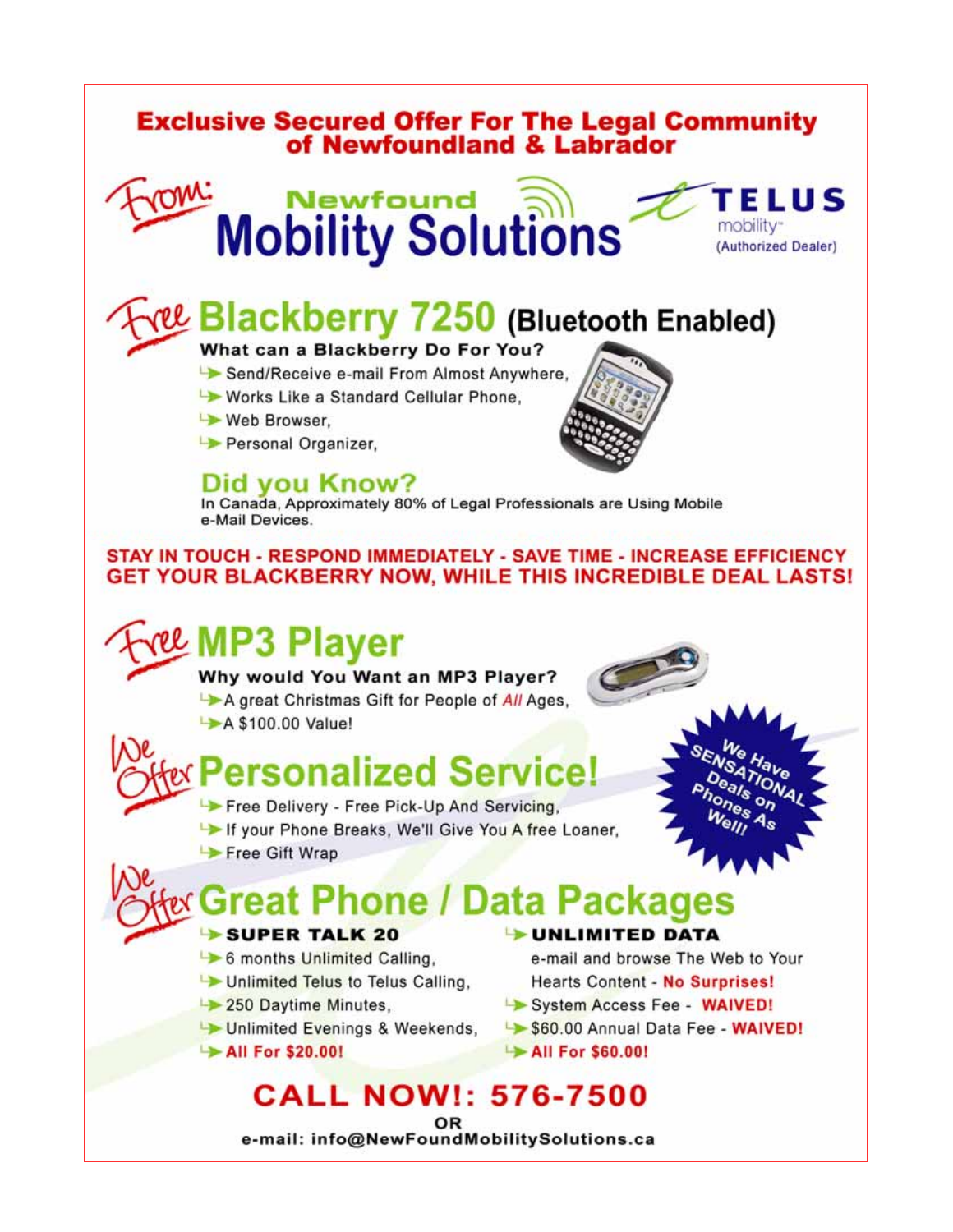# Exclusive Secured Offer For The Legal Community of Newfoundland & Labrador

From: Newfound Mobility Solutions

TELUS mobility (Authorized Dealer)

## Free Blackberry 7250 (Bluetooth Enabled)

**What can a Blackberry Do For You?**

- Send/Receive e-mail From Almost Anywhere,
- Works Like a Standard Cellular Phone,
- Web Browser,
- Personal Organizer,

### Did you Know?

In Canada, Approximately 80% of Legal Professionals are Using Mobile e-Mail Devices.

**STAY IN TOUCH - RESPOND IMMEDIATELY - SAVE TIME - INCREASE EFFICIENCY**
**GET YOUR BLACKBERRY NOW, WHILE THIS INCREDIBLE DEAL LASTS!**

## Free MP3 Player

**Why would You Want an MP3 Player?**

- A great Christmas Gift for People of *All* Ages,
- A $100.00 Value!

We Have SENSATIONAL Deals on Phones As Well!

## We Offer Personalized Service!

- Free Delivery - Free Pick-Up And Servicing,
- If your Phone Breaks, We'll Give You A free Loaner,
- Free Gift Wrap

## We Offer Great Phone / Data Packages

**SUPER TALK 20**

- 6 months Unlimited Calling,
- Unlimited Telus to Telus Calling,
- 250 Daytime Minutes,
- Unlimited Evenings & Weekends,
- **All For $20.00!**

**UNLIMITED DATA**

e-mail and browse The Web to Your Hearts Content - **No Surprises!**

- System Access Fee - **WAIVED!**
- $60.00 Annual Data Fee - **WAIVED!**
- **All For $60.00!**

## CALL NOW!: 576-7500

OR

**e-mail: info@NewFoundMobilitySolutions.ca**